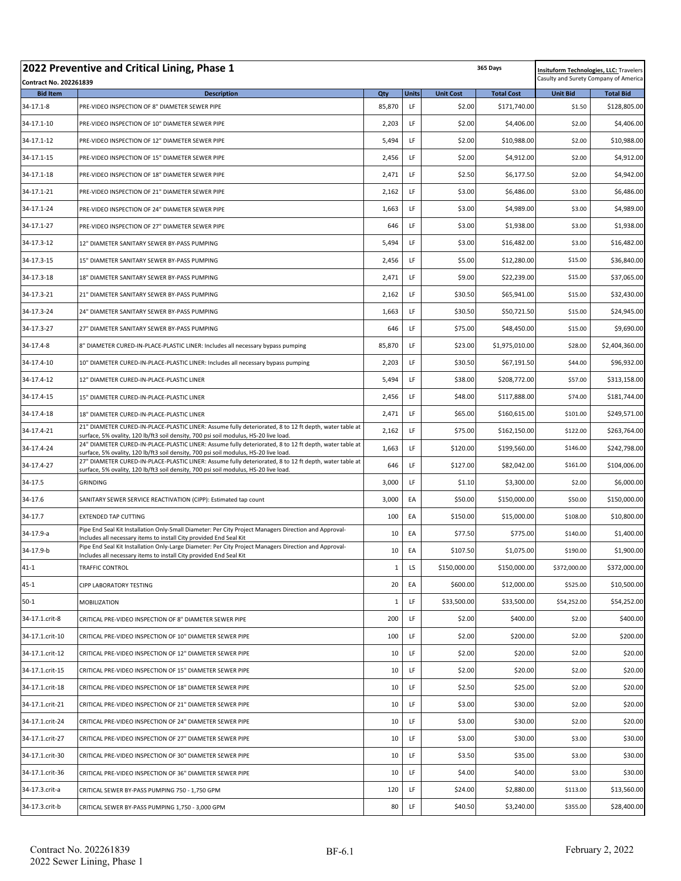# 2022 Preventive and Critical Lining, Phase 1

**Contract No. 202261839**

365 Days

Insituform Technologies, LLC: Travelers Casulty and Surety Company of America

| Bid Item | Description | Qty | Units | Unit Cost | Total Cost | Unit Bid | Total Bid |
|---|---|---|---|---|---|---|---|
| 34-17.1-8 | PRE-VIDEO INSPECTION OF 8" DIAMETER SEWER PIPE | 85,870 | LF | $2.00 | $171,740.00 | $1.50 | $128,805.00 |
| 34-17.1-10 | PRE-VIDEO INSPECTION OF 10" DIAMETER SEWER PIPE | 2,203 | LF | $2.00 | $4,406.00 | $2.00 | $4,406.00 |
| 34-17.1-12 | PRE-VIDEO INSPECTION OF 12" DIAMETER SEWER PIPE | 5,494 | LF | $2.00 | $10,988.00 | $2.00 | $10,988.00 |
| 34-17.1-15 | PRE-VIDEO INSPECTION OF 15" DIAMETER SEWER PIPE | 2,456 | LF | $2.00 | $4,912.00 | $2.00 | $4,912.00 |
| 34-17.1-18 | PRE-VIDEO INSPECTION OF 18" DIAMETER SEWER PIPE | 2,471 | LF | $2.50 | $6,177.50 | $2.00 | $4,942.00 |
| 34-17.1-21 | PRE-VIDEO INSPECTION OF 21" DIAMETER SEWER PIPE | 2,162 | LF | $3.00 | $6,486.00 | $3.00 | $6,486.00 |
| 34-17.1-24 | PRE-VIDEO INSPECTION OF 24" DIAMETER SEWER PIPE | 1,663 | LF | $3.00 | $4,989.00 | $3.00 | $4,989.00 |
| 34-17.1-27 | PRE-VIDEO INSPECTION OF 27" DIAMETER SEWER PIPE | 646 | LF | $3.00 | $1,938.00 | $3.00 | $1,938.00 |
| 34-17.3-12 | 12" DIAMETER SANITARY SEWER BY-PASS PUMPING | 5,494 | LF | $3.00 | $16,482.00 | $3.00 | $16,482.00 |
| 34-17.3-15 | 15" DIAMETER SANITARY SEWER BY-PASS PUMPING | 2,456 | LF | $5.00 | $12,280.00 | $15.00 | $36,840.00 |
| 34-17.3-18 | 18" DIAMETER SANITARY SEWER BY-PASS PUMPING | 2,471 | LF | $9.00 | $22,239.00 | $15.00 | $37,065.00 |
| 34-17.3-21 | 21" DIAMETER SANITARY SEWER BY-PASS PUMPING | 2,162 | LF | $30.50 | $65,941.00 | $15.00 | $32,430.00 |
| 34-17.3-24 | 24" DIAMETER SANITARY SEWER BY-PASS PUMPING | 1,663 | LF | $30.50 | $50,721.50 | $15.00 | $24,945.00 |
| 34-17.3-27 | 27" DIAMETER SANITARY SEWER BY-PASS PUMPING | 646 | LF | $75.00 | $48,450.00 | $15.00 | $9,690.00 |
| 34-17.4-8 | 8" DIAMETER CURED-IN-PLACE-PLASTIC LINER: Includes all necessary bypass pumping | 85,870 | LF | $23.00 | $1,975,010.00 | $28.00 | $2,404,360.00 |
| 34-17.4-10 | 10" DIAMETER CURED-IN-PLACE-PLASTIC LINER: Includes all necessary bypass pumping | 2,203 | LF | $30.50 | $67,191.50 | $44.00 | $96,932.00 |
| 34-17.4-12 | 12" DIAMETER CURED-IN-PLACE-PLASTIC LINER | 5,494 | LF | $38.00 | $208,772.00 | $57.00 | $313,158.00 |
| 34-17.4-15 | 15" DIAMETER CURED-IN-PLACE-PLASTIC LINER | 2,456 | LF | $48.00 | $117,888.00 | $74.00 | $181,744.00 |
| 34-17.4-18 | 18" DIAMETER CURED-IN-PLACE-PLASTIC LINER | 2,471 | LF | $65.00 | $160,615.00 | $101.00 | $249,571.00 |
| 34-17.4-21 | 21" DIAMETER CURED-IN-PLACE-PLASTIC LINER: Assume fully deteriorated, 8 to 12 ft depth, water table at surface, 5% ovality, 120 lb/ft3 soil density, 700 psi soil modulus, HS-20 live load. | 2,162 | LF | $75.00 | $162,150.00 | $122.00 | $263,764.00 |
| 34-17.4-24 | 24" DIAMETER CURED-IN-PLACE-PLASTIC LINER: Assume fully deteriorated, 8 to 12 ft depth, water table at surface, 5% ovality, 120 lb/ft3 soil density, 700 psi soil modulus, HS-20 live load. | 1,663 | LF | $120.00 | $199,560.00 | $146.00 | $242,798.00 |
| 34-17.4-27 | 27" DIAMETER CURED-IN-PLACE-PLASTIC LINER: Assume fully deteriorated, 8 to 12 ft depth, water table at surface, 5% ovality, 120 lb/ft3 soil density, 700 psi soil modulus, HS-20 live load. | 646 | LF | $127.00 | $82,042.00 | $161.00 | $104,006.00 |
| 34-17.5 | GRINDING | 3,000 | LF | $1.10 | $3,300.00 | $2.00 | $6,000.00 |
| 34-17.6 | SANITARY SEWER SERVICE REACTIVATION (CIPP): Estimated tap count | 3,000 | EA | $50.00 | $150,000.00 | $50.00 | $150,000.00 |
| 34-17.7 | EXTENDED TAP CUTTING | 100 | EA | $150.00 | $15,000.00 | $108.00 | $10,800.00 |
| 34-17.9-a | Pipe End Seal Kit Installation Only-Small Diameter: Per City Project Managers Direction and Approval-Includes all necessary items to install City provided End Seal Kit | 10 | EA | $77.50 | $775.00 | $140.00 | $1,400.00 |
| 34-17.9-b | Pipe End Seal Kit Installation Only-Large Diameter: Per City Project Managers Direction and Approval-Includes all necessary items to install City provided End Seal Kit | 10 | EA | $107.50 | $1,075.00 | $190.00 | $1,900.00 |
| 41-1 | TRAFFIC CONTROL | 1 | LS | $150,000.00 | $150,000.00 | $372,000.00 | $372,000.00 |
| 45-1 | CIPP LABORATORY TESTING | 20 | EA | $600.00 | $12,000.00 | $525.00 | $10,500.00 |
| 50-1 | MOBILIZATION | 1 | LF | $33,500.00 | $33,500.00 | $54,252.00 | $54,252.00 |
| 34-17.1.crit-8 | CRITICAL PRE-VIDEO INSPECTION OF 8" DIAMETER SEWER PIPE | 200 | LF | $2.00 | $400.00 | $2.00 | $400.00 |
| 34-17.1.crit-10 | CRITICAL PRE-VIDEO INSPECTION OF 10" DIAMETER SEWER PIPE | 100 | LF | $2.00 | $200.00 | $2.00 | $200.00 |
| 34-17.1.crit-12 | CRITICAL PRE-VIDEO INSPECTION OF 12" DIAMETER SEWER PIPE | 10 | LF | $2.00 | $20.00 | $2.00 | $20.00 |
| 34-17.1.crit-15 | CRITICAL PRE-VIDEO INSPECTION OF 15" DIAMETER SEWER PIPE | 10 | LF | $2.00 | $20.00 | $2.00 | $20.00 |
| 34-17.1.crit-18 | CRITICAL PRE-VIDEO INSPECTION OF 18" DIAMETER SEWER PIPE | 10 | LF | $2.50 | $25.00 | $2.00 | $20.00 |
| 34-17.1.crit-21 | CRITICAL PRE-VIDEO INSPECTION OF 21" DIAMETER SEWER PIPE | 10 | LF | $3.00 | $30.00 | $2.00 | $20.00 |
| 34-17.1.crit-24 | CRITICAL PRE-VIDEO INSPECTION OF 24" DIAMETER SEWER PIPE | 10 | LF | $3.00 | $30.00 | $2.00 | $20.00 |
| 34-17.1.crit-27 | CRITICAL PRE-VIDEO INSPECTION OF 27" DIAMETER SEWER PIPE | 10 | LF | $3.00 | $30.00 | $3.00 | $30.00 |
| 34-17.1.crit-30 | CRITICAL PRE-VIDEO INSPECTION OF 30" DIAMETER SEWER PIPE | 10 | LF | $3.50 | $35.00 | $3.00 | $30.00 |
| 34-17.1.crit-36 | CRITICAL PRE-VIDEO INSPECTION OF 36" DIAMETER SEWER PIPE | 10 | LF | $4.00 | $40.00 | $3.00 | $30.00 |
| 34-17.3.crit-a | CRITICAL SEWER BY-PASS PUMPING 750 - 1,750 GPM | 120 | LF | $24.00 | $2,880.00 | $113.00 | $13,560.00 |
| 34-17.3.crit-b | CRITICAL SEWER BY-PASS PUMPING 1,750 - 3,000 GPM | 80 | LF | $40.50 | $3,240.00 | $355.00 | $28,400.00 |

Contract No. 202261839
2022 Sewer Lining, Phase 1

BF-6.1

February 2, 2022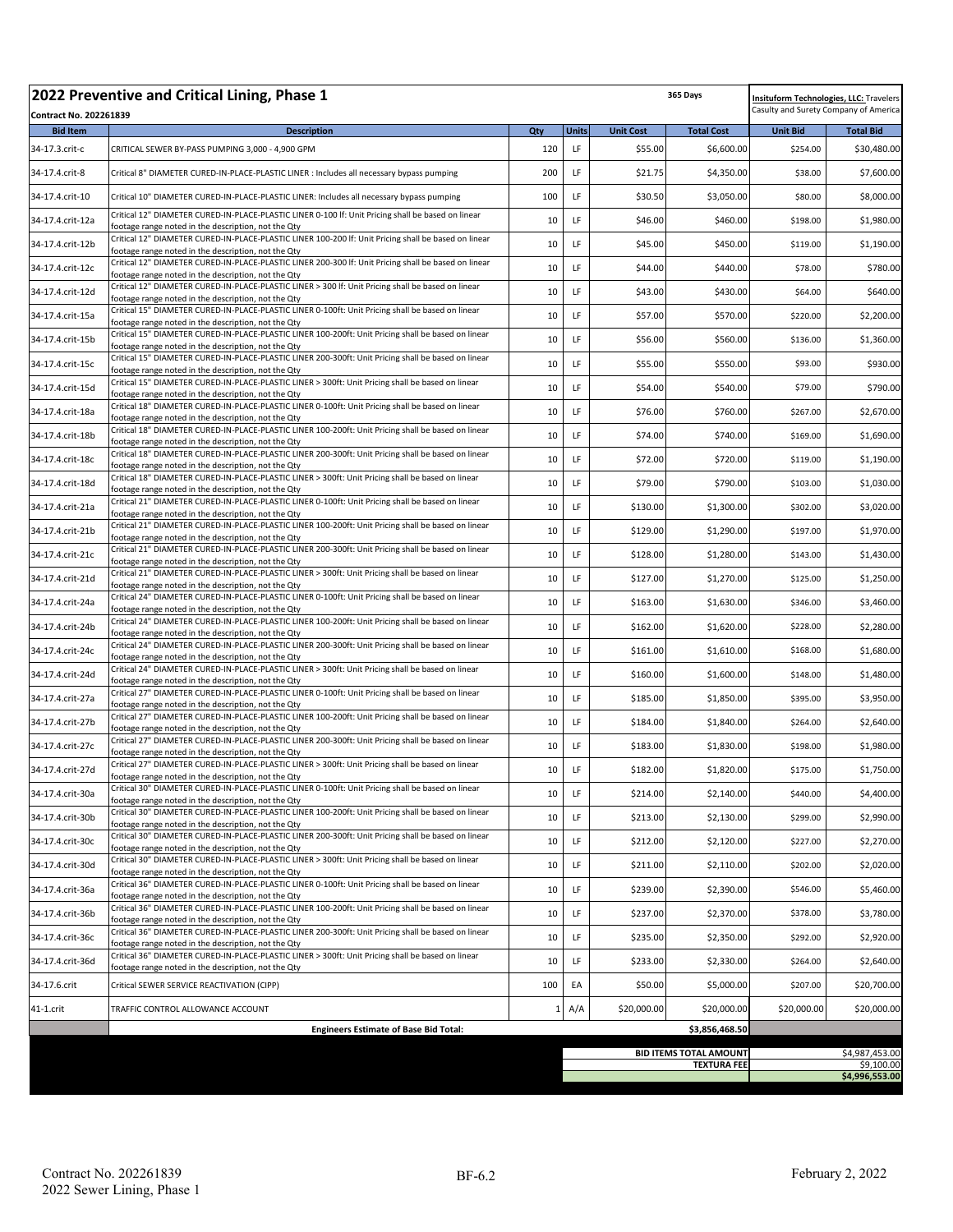## 2022 Preventive and Critical Lining, Phase 1

**Contract No. 202261839**

**365 Days**

**Insituform Technologies, LLC:** Travelers Casulty and Surety Company of America

| Bid Item | Description | Qty | Units | Unit Cost | Total Cost | Unit Bid | Total Bid |
|---|---|---|---|---|---|---|---|
| 34-17.3.crit-c | CRITICAL SEWER BY-PASS PUMPING 3,000 - 4,900 GPM | 120 | LF | $55.00 | $6,600.00 | $254.00 | $30,480.00 |
| 34-17.4.crit-8 | Critical 8" DIAMETER CURED-IN-PLACE-PLASTIC LINER : Includes all necessary bypass pumping | 200 | LF | $21.75 | $4,350.00 | $38.00 | $7,600.00 |
| 34-17.4.crit-10 | Critical 10" DIAMETER CURED-IN-PLACE-PLASTIC LINER: Includes all necessary bypass pumping | 100 | LF | $30.50 | $3,050.00 | $80.00 | $8,000.00 |
| 34-17.4.crit-12a | Critical 12" DIAMETER CURED-IN-PLACE-PLASTIC LINER 0-100 lf: Unit Pricing shall be based on linear footage range noted in the description, not the Qty | 10 | LF | $46.00 | $460.00 | $198.00 | $1,980.00 |
| 34-17.4.crit-12b | Critical 12" DIAMETER CURED-IN-PLACE-PLASTIC LINER 100-200 lf: Unit Pricing shall be based on linear footage range noted in the description, not the Qty | 10 | LF | $45.00 | $450.00 | $119.00 | $1,190.00 |
| 34-17.4.crit-12c | Critical 12" DIAMETER CURED-IN-PLACE-PLASTIC LINER 200-300 lf: Unit Pricing shall be based on linear footage range noted in the description, not the Qty | 10 | LF | $44.00 | $440.00 | $78.00 | $780.00 |
| 34-17.4.crit-12d | Critical 12" DIAMETER CURED-IN-PLACE-PLASTIC LINER > 300 lf: Unit Pricing shall be based on linear footage range noted in the description, not the Qty | 10 | LF | $43.00 | $430.00 | $64.00 | $640.00 |
| 34-17.4.crit-15a | Critical 15" DIAMETER CURED-IN-PLACE-PLASTIC LINER 0-100ft: Unit Pricing shall be based on linear footage range noted in the description, not the Qty | 10 | LF | $57.00 | $570.00 | $220.00 | $2,200.00 |
| 34-17.4.crit-15b | Critical 15" DIAMETER CURED-IN-PLACE-PLASTIC LINER 100-200ft: Unit Pricing shall be based on linear footage range noted in the description, not the Qty | 10 | LF | $56.00 | $560.00 | $136.00 | $1,360.00 |
| 34-17.4.crit-15c | Critical 15" DIAMETER CURED-IN-PLACE-PLASTIC LINER 200-300ft: Unit Pricing shall be based on linear footage range noted in the description, not the Qty | 10 | LF | $55.00 | $550.00 | $93.00 | $930.00 |
| 34-17.4.crit-15d | Critical 15" DIAMETER CURED-IN-PLACE-PLASTIC LINER > 300ft: Unit Pricing shall be based on linear footage range noted in the description, not the Qty | 10 | LF | $54.00 | $540.00 | $79.00 | $790.00 |
| 34-17.4.crit-18a | Critical 18" DIAMETER CURED-IN-PLACE-PLASTIC LINER 0-100ft: Unit Pricing shall be based on linear footage range noted in the description, not the Qty | 10 | LF | $76.00 | $760.00 | $267.00 | $2,670.00 |
| 34-17.4.crit-18b | Critical 18" DIAMETER CURED-IN-PLACE-PLASTIC LINER 100-200ft: Unit Pricing shall be based on linear footage range noted in the description, not the Qty | 10 | LF | $74.00 | $740.00 | $169.00 | $1,690.00 |
| 34-17.4.crit-18c | Critical 18" DIAMETER CURED-IN-PLACE-PLASTIC LINER 200-300ft: Unit Pricing shall be based on linear footage range noted in the description, not the Qty | 10 | LF | $72.00 | $720.00 | $119.00 | $1,190.00 |
| 34-17.4.crit-18d | Critical 18" DIAMETER CURED-IN-PLACE-PLASTIC LINER > 300ft: Unit Pricing shall be based on linear footage range noted in the description, not the Qty | 10 | LF | $79.00 | $790.00 | $103.00 | $1,030.00 |
| 34-17.4.crit-21a | Critical 21" DIAMETER CURED-IN-PLACE-PLASTIC LINER 0-100ft: Unit Pricing shall be based on linear footage range noted in the description, not the Qty | 10 | LF | $130.00 | $1,300.00 | $302.00 | $3,020.00 |
| 34-17.4.crit-21b | Critical 21" DIAMETER CURED-IN-PLACE-PLASTIC LINER 100-200ft: Unit Pricing shall be based on linear footage range noted in the description, not the Qty | 10 | LF | $129.00 | $1,290.00 | $197.00 | $1,970.00 |
| 34-17.4.crit-21c | Critical 21" DIAMETER CURED-IN-PLACE-PLASTIC LINER 200-300ft: Unit Pricing shall be based on linear footage range noted in the description, not the Qty | 10 | LF | $128.00 | $1,280.00 | $143.00 | $1,430.00 |
| 34-17.4.crit-21d | Critical 21" DIAMETER CURED-IN-PLACE-PLASTIC LINER > 300ft: Unit Pricing shall be based on linear footage range noted in the description, not the Qty | 10 | LF | $127.00 | $1,270.00 | $125.00 | $1,250.00 |
| 34-17.4.crit-24a | Critical 24" DIAMETER CURED-IN-PLACE-PLASTIC LINER 0-100ft: Unit Pricing shall be based on linear footage range noted in the description, not the Qty | 10 | LF | $163.00 | $1,630.00 | $346.00 | $3,460.00 |
| 34-17.4.crit-24b | Critical 24" DIAMETER CURED-IN-PLACE-PLASTIC LINER 100-200ft: Unit Pricing shall be based on linear footage range noted in the description, not the Qty | 10 | LF | $162.00 | $1,620.00 | $228.00 | $2,280.00 |
| 34-17.4.crit-24c | Critical 24" DIAMETER CURED-IN-PLACE-PLASTIC LINER 200-300ft: Unit Pricing shall be based on linear footage range noted in the description, not the Qty | 10 | LF | $161.00 | $1,610.00 | $168.00 | $1,680.00 |
| 34-17.4.crit-24d | Critical 24" DIAMETER CURED-IN-PLACE-PLASTIC LINER > 300ft: Unit Pricing shall be based on linear footage range noted in the description, not the Qty | 10 | LF | $160.00 | $1,600.00 | $148.00 | $1,480.00 |
| 34-17.4.crit-27a | Critical 27" DIAMETER CURED-IN-PLACE-PLASTIC LINER 0-100ft: Unit Pricing shall be based on linear footage range noted in the description, not the Qty | 10 | LF | $185.00 | $1,850.00 | $395.00 | $3,950.00 |
| 34-17.4.crit-27b | Critical 27" DIAMETER CURED-IN-PLACE-PLASTIC LINER 100-200ft: Unit Pricing shall be based on linear footage range noted in the description, not the Qty | 10 | LF | $184.00 | $1,840.00 | $264.00 | $2,640.00 |
| 34-17.4.crit-27c | Critical 27" DIAMETER CURED-IN-PLACE-PLASTIC LINER 200-300ft: Unit Pricing shall be based on linear footage range noted in the description, not the Qty | 10 | LF | $183.00 | $1,830.00 | $198.00 | $1,980.00 |
| 34-17.4.crit-27d | Critical 27" DIAMETER CURED-IN-PLACE-PLASTIC LINER > 300ft: Unit Pricing shall be based on linear footage range noted in the description, not the Qty | 10 | LF | $182.00 | $1,820.00 | $175.00 | $1,750.00 |
| 34-17.4.crit-30a | Critical 30" DIAMETER CURED-IN-PLACE-PLASTIC LINER 0-100ft: Unit Pricing shall be based on linear footage range noted in the description, not the Qty | 10 | LF | $214.00 | $2,140.00 | $440.00 | $4,400.00 |
| 34-17.4.crit-30b | Critical 30" DIAMETER CURED-IN-PLACE-PLASTIC LINER 100-200ft: Unit Pricing shall be based on linear footage range noted in the description, not the Qty | 10 | LF | $213.00 | $2,130.00 | $299.00 | $2,990.00 |
| 34-17.4.crit-30c | Critical 30" DIAMETER CURED-IN-PLACE-PLASTIC LINER 200-300ft: Unit Pricing shall be based on linear footage range noted in the description, not the Qty | 10 | LF | $212.00 | $2,120.00 | $227.00 | $2,270.00 |
| 34-17.4.crit-30d | Critical 30" DIAMETER CURED-IN-PLACE-PLASTIC LINER > 300ft: Unit Pricing shall be based on linear footage range noted in the description, not the Qty | 10 | LF | $211.00 | $2,110.00 | $202.00 | $2,020.00 |
| 34-17.4.crit-36a | Critical 36" DIAMETER CURED-IN-PLACE-PLASTIC LINER 0-100ft: Unit Pricing shall be based on linear footage range noted in the description, not the Qty | 10 | LF | $239.00 | $2,390.00 | $546.00 | $5,460.00 |
| 34-17.4.crit-36b | Critical 36" DIAMETER CURED-IN-PLACE-PLASTIC LINER 100-200ft: Unit Pricing shall be based on linear footage range noted in the description, not the Qty | 10 | LF | $237.00 | $2,370.00 | $378.00 | $3,780.00 |
| 34-17.4.crit-36c | Critical 36" DIAMETER CURED-IN-PLACE-PLASTIC LINER 200-300ft: Unit Pricing shall be based on linear footage range noted in the description, not the Qty | 10 | LF | $235.00 | $2,350.00 | $292.00 | $2,920.00 |
| 34-17.4.crit-36d | Critical 36" DIAMETER CURED-IN-PLACE-PLASTIC LINER > 300ft: Unit Pricing shall be based on linear footage range noted in the description, not the Qty | 10 | LF | $233.00 | $2,330.00 | $264.00 | $2,640.00 |
| 34-17.6.crit | Critical SEWER SERVICE REACTIVATION (CIPP) | 100 | EA | $50.00 | $5,000.00 | $207.00 | $20,700.00 |
| 41-1.crit | TRAFFIC CONTROL ALLOWANCE ACCOUNT | 1 | A/A | $20,000.00 | $20,000.00 | $20,000.00 | $20,000.00 |
| | **Engineers Estimate of Base Bid Total:** | | | | **$3,856,468.50** | | |
| | | | | **BID ITEMS TOTAL AMOUNT** | | | $4,987,453.00 |
| | | | | **TEXTURA FEE** | | | $9,100.00 |
| | | | | | | | **$4,996,553.00** |

Contract No. 202261839
2022 Sewer Lining, Phase 1

BF-6.2

February 2, 2022